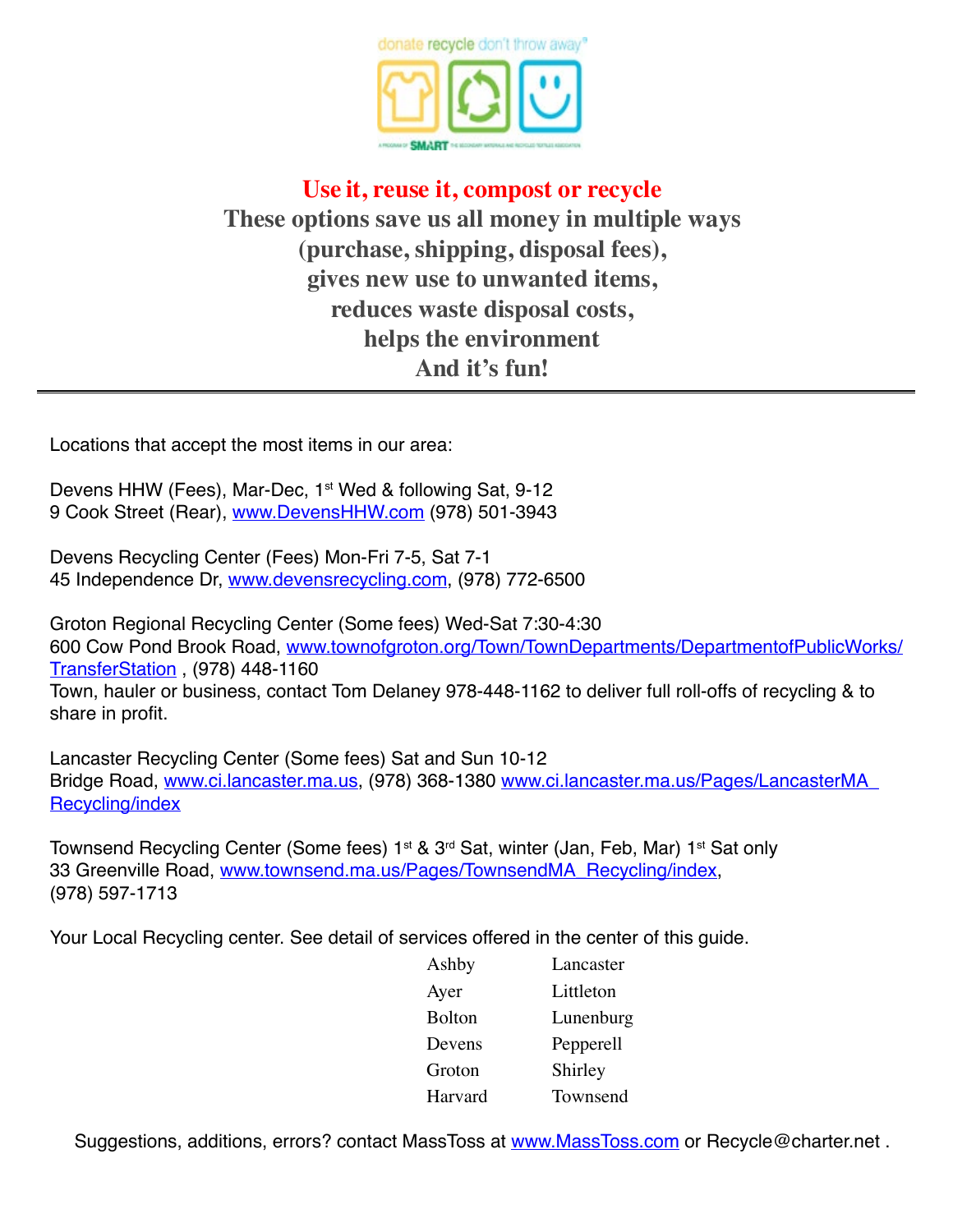donate recycle don't throw away®

A PROGRAM OF SMART THE SECONDARY MATERIALS AND RECYCLED TEXTILES ASSOCIATION

# Use it, reuse it, compost or recycle

**These options save us all money in multiple ways**
**(purchase, shipping, disposal fees),**
**gives new use to unwanted items,**
**reduces waste disposal costs,**
**helps the environment**
**And it's fun!**

---

Locations that accept the most items in our area:

Devens HHW (Fees), Mar-Dec, 1st Wed & following Sat, 9-12
9 Cook Street (Rear), www.DevensHHW.com (978) 501-3943

Devens Recycling Center (Fees) Mon-Fri 7-5, Sat 7-1
45 Independence Dr, www.devensrecycling.com, (978) 772-6500

Groton Regional Recycling Center (Some fees) Wed-Sat 7:30-4:30
600 Cow Pond Brook Road, www.townofgroton.org/Town/TownDepartments/DepartmentofPublicWorks/TransferStation , (978) 448-1160
Town, hauler or business, contact Tom Delaney 978-448-1162 to deliver full roll-offs of recycling & to share in profit.

Lancaster Recycling Center (Some fees) Sat and Sun 10-12
Bridge Road, www.ci.lancaster.ma.us, (978) 368-1380 www.ci.lancaster.ma.us/Pages/LancasterMA_Recycling/index

Townsend Recycling Center (Some fees) 1st & 3rd Sat, winter (Jan, Feb, Mar) 1st Sat only
33 Greenville Road, www.townsend.ma.us/Pages/TownsendMA_Recycling/index,
(978) 597-1713

Your Local Recycling center. See detail of services offered in the center of this guide.

| | |
|---|---|
| Ashby | Lancaster |
| Ayer | Littleton |
| Bolton | Lunenburg |
| Devens | Pepperell |
| Groton | Shirley |
| Harvard | Townsend |

Suggestions, additions, errors? contact MassToss at www.MassToss.com or Recycle@charter.net .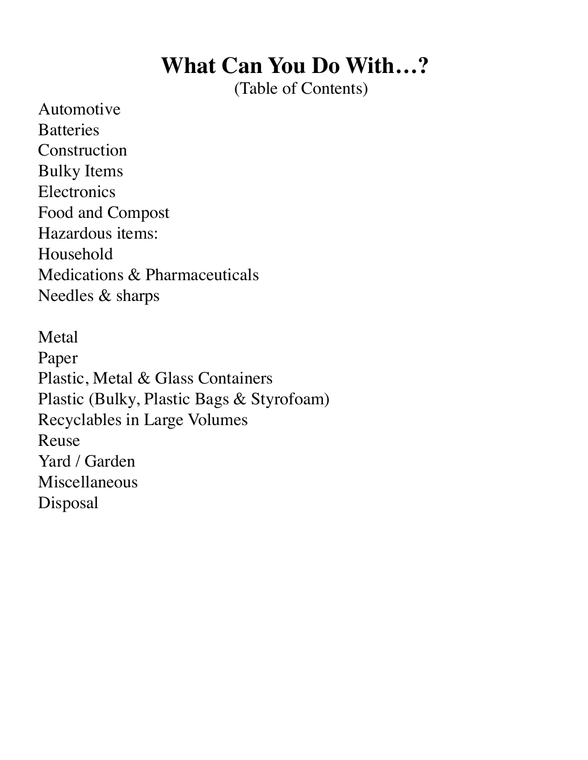# What Can You Do With…?

(Table of Contents)

Automotive
Batteries
Construction
Bulky Items
Electronics
Food and Compost
Hazardous items:
Household
Medications & Pharmaceuticals
Needles & sharps

Metal
Paper
Plastic, Metal & Glass Containers
Plastic (Bulky, Plastic Bags & Styrofoam)
Recyclables in Large Volumes
Reuse
Yard / Garden
Miscellaneous
Disposal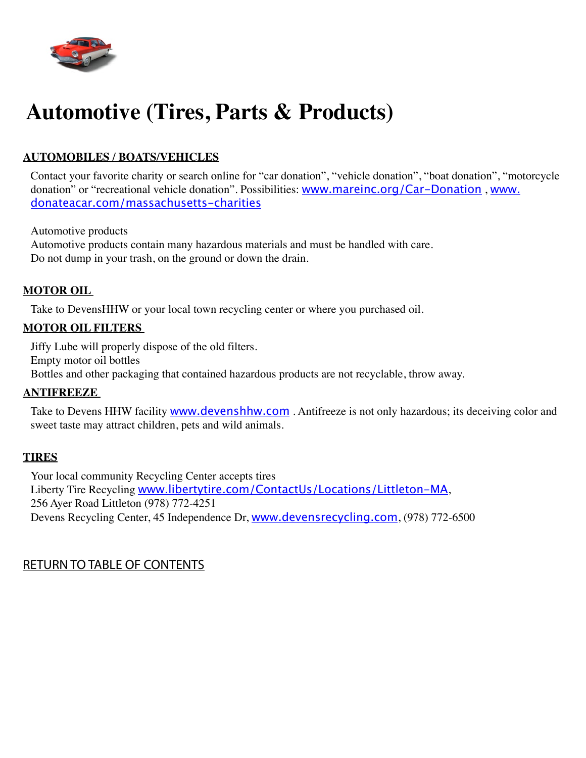# Automotive (Tires, Parts & Products)

**AUTOMOBILES / BOATS/VEHICLES**

Contact your favorite charity or search online for "car donation", "vehicle donation", "boat donation", "motorcycle donation" or "recreational vehicle donation". Possibilities: www.mareinc.org/Car-Donation , www.donateacar.com/massachusetts-charities

Automotive products
Automotive products contain many hazardous materials and must be handled with care.
Do not dump in your trash, on the ground or down the drain.

**MOTOR OIL**

Take to DevensHHW or your local town recycling center or where you purchased oil.

**MOTOR OIL FILTERS**

Jiffy Lube will properly dispose of the old filters.
Empty motor oil bottles
Bottles and other packaging that contained hazardous products are not recyclable, throw away.

**ANTIFREEZE**

Take to Devens HHW facility www.devenshhw.com . Antifreeze is not only hazardous; its deceiving color and sweet taste may attract children, pets and wild animals.

**TIRES**

Your local community Recycling Center accepts tires
Liberty Tire Recycling www.libertytire.com/ContactUs/Locations/Littleton-MA,
256 Ayer Road Littleton (978) 772-4251
Devens Recycling Center, 45 Independence Dr, www.devensrecycling.com, (978) 772-6500

RETURN TO TABLE OF CONTENTS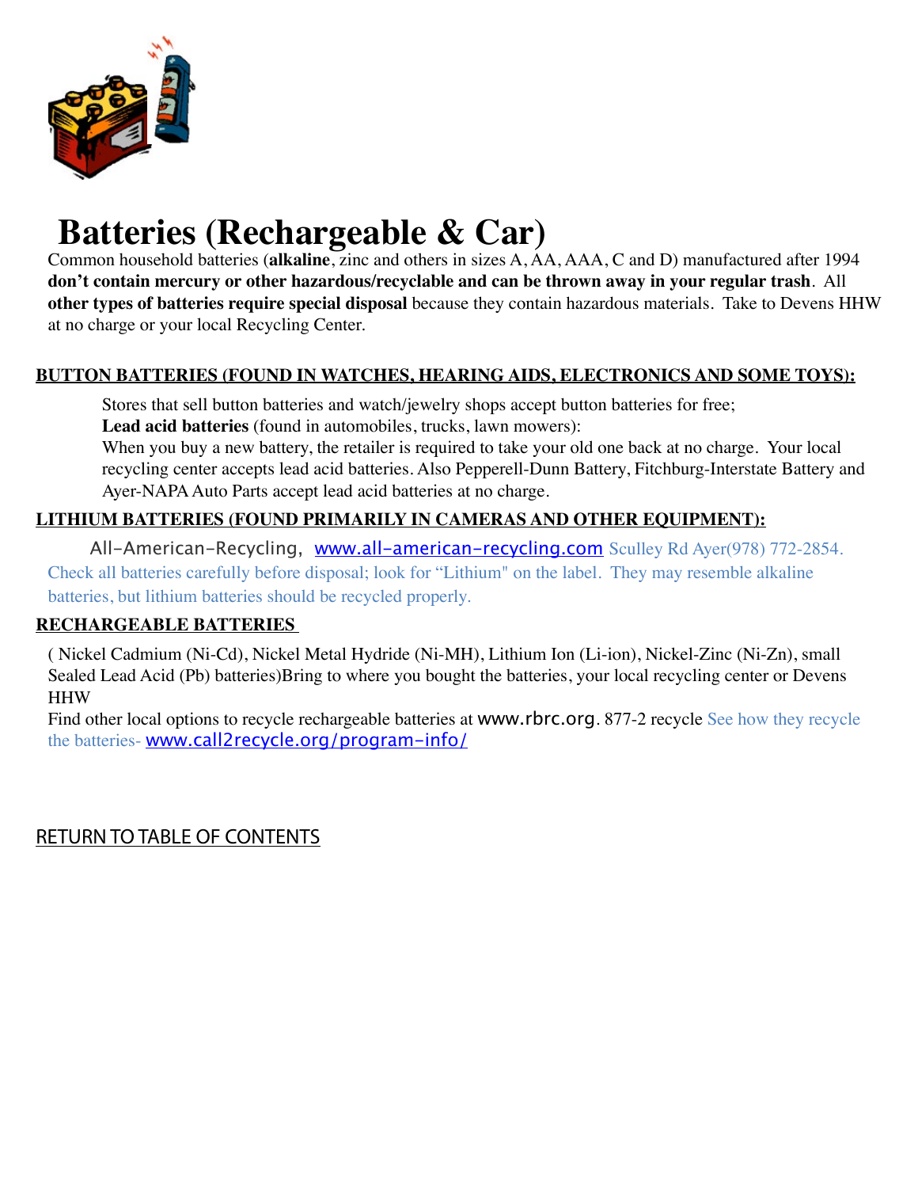# Batteries (Rechargeable & Car)

Common household batteries (**alkaline**, zinc and others in sizes A, AA, AAA, C and D) manufactured after 1994 **don't contain mercury or other hazardous/recyclable and can be thrown away in your regular trash**. All **other types of batteries require special disposal** because they contain hazardous materials. Take to Devens HHW at no charge or your local Recycling Center.

**BUTTON BATTERIES (FOUND IN WATCHES, HEARING AIDS, ELECTRONICS AND SOME TOYS):**

Stores that sell button batteries and watch/jewelry shops accept button batteries for free;

**Lead acid batteries** (found in automobiles, trucks, lawn mowers):

When you buy a new battery, the retailer is required to take your old one back at no charge. Your local recycling center accepts lead acid batteries. Also Pepperell-Dunn Battery, Fitchburg-Interstate Battery and Ayer-NAPA Auto Parts accept lead acid batteries at no charge.

**LITHIUM BATTERIES (FOUND PRIMARILY IN CAMERAS AND OTHER EQUIPMENT):**

All-American-Recycling, www.all-american-recycling.com Sculley Rd Ayer(978) 772-2854. Check all batteries carefully before disposal; look for "Lithium" on the label. They may resemble alkaline batteries, but lithium batteries should be recycled properly.

**RECHARGEABLE BATTERIES**

( Nickel Cadmium (Ni-Cd), Nickel Metal Hydride (Ni-MH), Lithium Ion (Li-ion), Nickel-Zinc (Ni-Zn), small Sealed Lead Acid (Pb) batteries)Bring to where you bought the batteries, your local recycling center or Devens HHW

Find other local options to recycle rechargeable batteries at www.rbrc.org. 877-2 recycle See how they recycle the batteries- www.call2recycle.org/program-info/

RETURN TO TABLE OF CONTENTS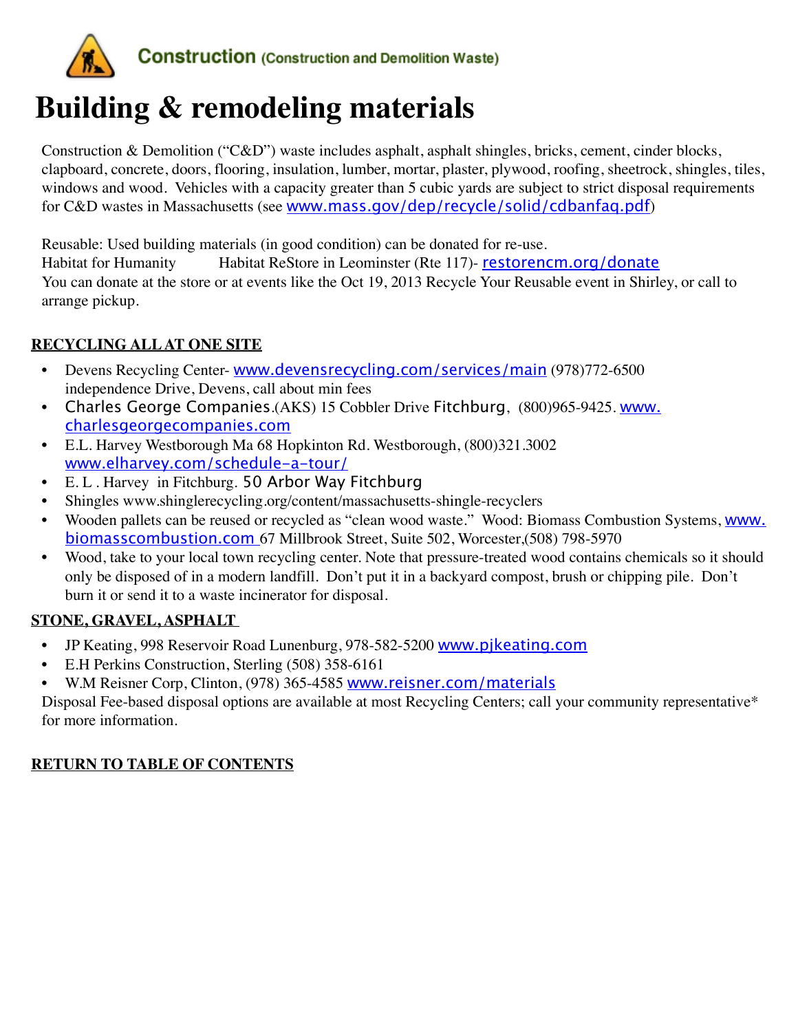**Construction** (Construction and Demolition Waste)

# Building & remodeling materials

Construction & Demolition ("C&D") waste includes asphalt, asphalt shingles, bricks, cement, cinder blocks, clapboard, concrete, doors, flooring, insulation, lumber, mortar, plaster, plywood, roofing, sheetrock, shingles, tiles, windows and wood. Vehicles with a capacity greater than 5 cubic yards are subject to strict disposal requirements for C&D wastes in Massachusetts (see www.mass.gov/dep/recycle/solid/cdbanfaq.pdf)

Reusable: Used building materials (in good condition) can be donated for re-use.
Habitat for Humanity Habitat ReStore in Leominster (Rte 117)- restorencm.org/donate
You can donate at the store or at events like the Oct 19, 2013 Recycle Your Reusable event in Shirley, or call to arrange pickup.

**RECYCLING ALL AT ONE SITE**

- Devens Recycling Center- www.devensrecycling.com/services/main (978)772-6500 independence Drive, Devens, call about min fees
- Charles George Companies.(AKS) 15 Cobbler Drive Fitchburg, (800)965-9425. www.charlesgeorgecompanies.com
- E.L. Harvey Westborough Ma 68 Hopkinton Rd. Westborough, (800)321.3002 www.elharvey.com/schedule-a-tour/
- E. L . Harvey in Fitchburg. 50 Arbor Way Fitchburg
- Shingles www.shinglerecycling.org/content/massachusetts-shingle-recyclers
- Wooden pallets can be reused or recycled as "clean wood waste." Wood: Biomass Combustion Systems, www.biomasscombustion.com 67 Millbrook Street, Suite 502, Worcester,(508) 798-5970
- Wood, take to your local town recycling center. Note that pressure-treated wood contains chemicals so it should only be disposed of in a modern landfill. Don't put it in a backyard compost, brush or chipping pile. Don't burn it or send it to a waste incinerator for disposal.

**STONE, GRAVEL, ASPHALT**

- JP Keating, 998 Reservoir Road Lunenburg, 978-582-5200 www.pjkeating.com
- E.H Perkins Construction, Sterling (508) 358-6161
- W.M Reisner Corp, Clinton, (978) 365-4585 www.reisner.com/materials

Disposal Fee-based disposal options are available at most Recycling Centers; call your community representative* for more information.

**RETURN TO TABLE OF CONTENTS**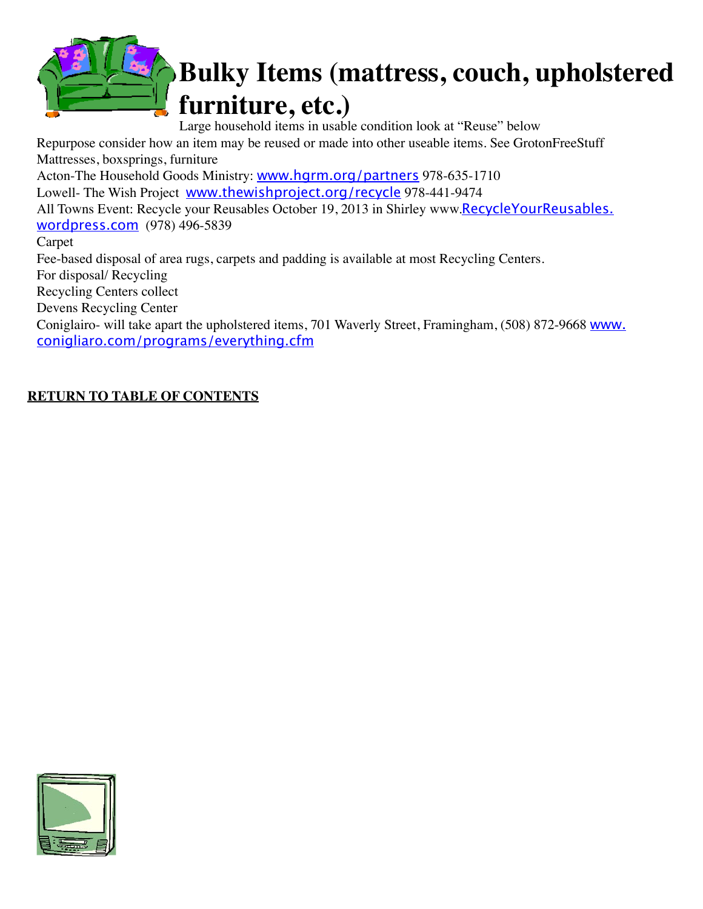# Bulky Items (mattress, couch, upholstered furniture, etc.)

Large household items in usable condition look at "Reuse" below

Repurpose consider how an item may be reused or made into other useable items. See GrotonFreeStuff

Mattresses, boxsprings, furniture

Acton-The Household Goods Ministry: www.hgrm.org/partners 978-635-1710

Lowell- The Wish Project www.thewishproject.org/recycle 978-441-9474

All Towns Event: Recycle your Reusables October 19, 2013 in Shirley www.RecycleYourReusables.wordpress.com (978) 496-5839

Carpet

Fee-based disposal of area rugs, carpets and padding is available at most Recycling Centers.

For disposal/ Recycling

Recycling Centers collect

Devens Recycling Center

Coniglairo- will take apart the upholstered items, 701 Waverly Street, Framingham, (508) 872-9668 www.conigliaro.com/programs/everything.cfm

**RETURN TO TABLE OF CONTENTS**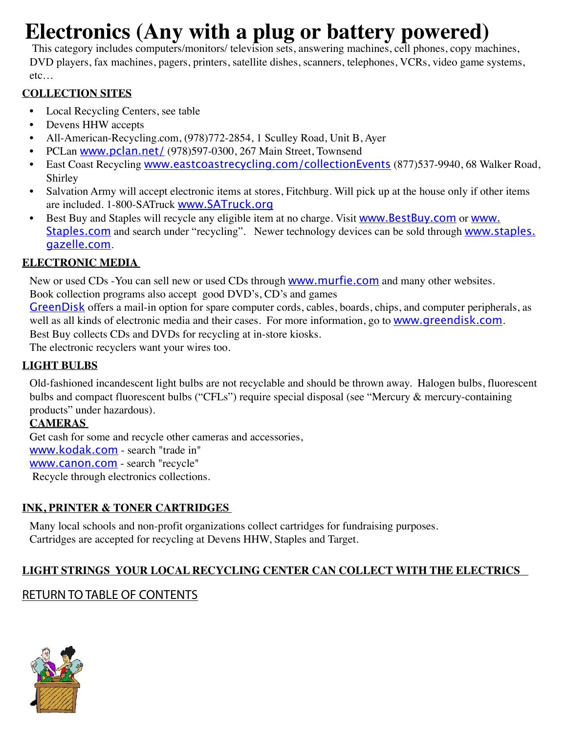# Electronics (Any with a plug or battery powered)

This category includes computers/monitors/ television sets, answering machines, cell phones, copy machines, DVD players, fax machines, pagers, printers, satellite dishes, scanners, telephones, VCRs, video game systems, etc…

## COLLECTION SITES

- Local Recycling Centers, see table
- Devens HHW accepts
- All-American-Recycling.com, (978)772-2854, 1 Sculley Road, Unit B, Ayer
- PCLan www.pclan.net/ (978)597-0300, 267 Main Street, Townsend
- East Coast Recycling www.eastcoastrecycling.com/collectionEvents (877)537-9940, 68 Walker Road, Shirley
- Salvation Army will accept electronic items at stores, Fitchburg. Will pick up at the house only if other items are included. 1-800-SATruck www.SATruck.org
- Best Buy and Staples will recycle any eligible item at no charge. Visit www.BestBuy.com or www.Staples.com and search under "recycling". Newer technology devices can be sold through www.staples.gazelle.com.

## ELECTRONIC MEDIA

New or used CDs -You can sell new or used CDs through www.murfie.com and many other websites.
Book collection programs also accept good DVD's, CD's and games
GreenDisk offers a mail-in option for spare computer cords, cables, boards, chips, and computer peripherals, as well as all kinds of electronic media and their cases. For more information, go to www.greendisk.com.
Best Buy collects CDs and DVDs for recycling at in-store kiosks.
The electronic recyclers want your wires too.

## LIGHT BULBS

Old-fashioned incandescent light bulbs are not recyclable and should be thrown away. Halogen bulbs, fluorescent bulbs and compact fluorescent bulbs ("CFLs") require special disposal (see "Mercury & mercury-containing products" under hazardous).

## CAMERAS

Get cash for some and recycle other cameras and accessories,
www.kodak.com - search "trade in"
www.canon.com - search "recycle"
Recycle through electronics collections.

## INK, PRINTER & TONER CARTRIDGES

Many local schools and non-profit organizations collect cartridges for fundraising purposes.
Cartridges are accepted for recycling at Devens HHW, Staples and Target.

## LIGHT STRINGS YOUR LOCAL RECYCLING CENTER CAN COLLECT WITH THE ELECTRICS

RETURN TO TABLE OF CONTENTS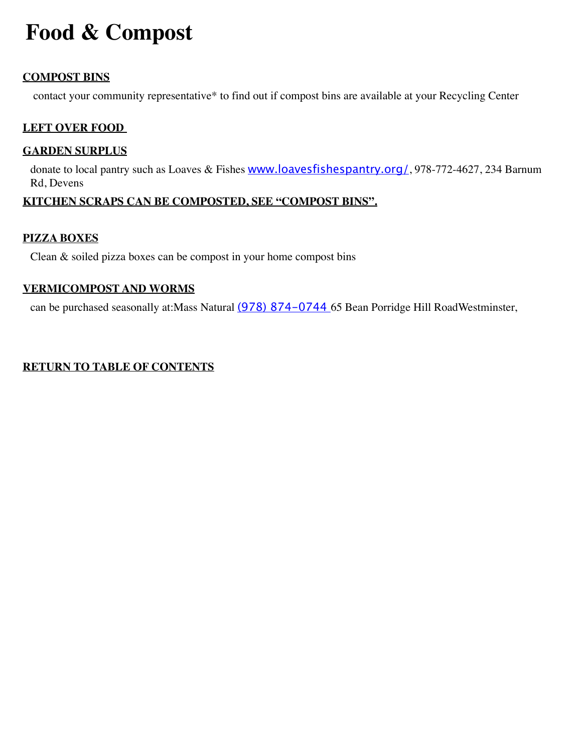# Food & Compost

**COMPOST BINS**

contact your community representative* to find out if compost bins are available at your Recycling Center

**LEFT OVER FOOD**

**GARDEN SURPLUS**

donate to local pantry such as Loaves & Fishes www.loavesfishespantry.org/, 978-772-4627, 234 Barnum Rd, Devens

**KITCHEN SCRAPS CAN BE COMPOSTED, SEE "COMPOST BINS".**

**PIZZA BOXES**

Clean & soiled pizza boxes can be compost in your home compost bins

**VERMICOMPOST AND WORMS**

can be purchased seasonally at:Mass Natural (978) 874-0744 65 Bean Porridge Hill RoadWestminster,

**RETURN TO TABLE OF CONTENTS**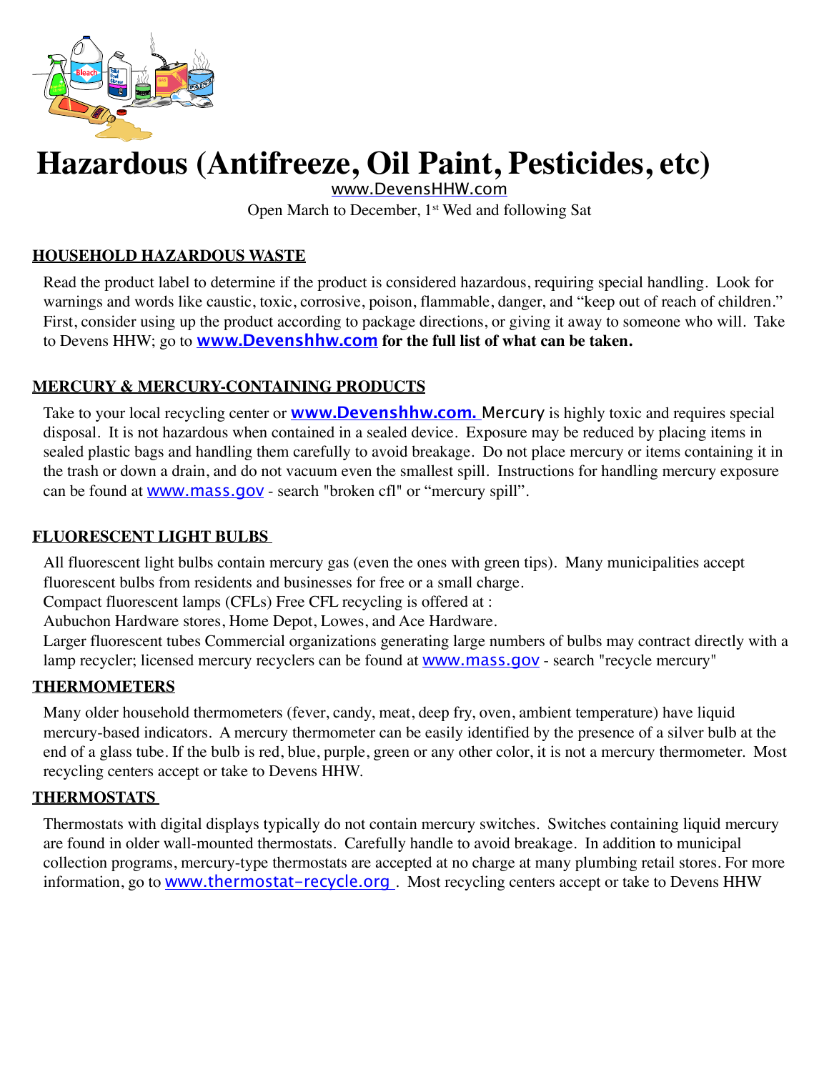# Hazardous (Antifreeze, Oil Paint, Pesticides, etc)

www.DevensHHW.com

Open March to December, 1st Wed and following Sat

## HOUSEHOLD HAZARDOUS WASTE

Read the product label to determine if the product is considered hazardous, requiring special handling. Look for warnings and words like caustic, toxic, corrosive, poison, flammable, danger, and "keep out of reach of children." First, consider using up the product according to package directions, or giving it away to someone who will. Take to Devens HHW; go to **www.Devenshhw.com for the full list of what can be taken.**

## MERCURY & MERCURY-CONTAINING PRODUCTS

Take to your local recycling center or **www.Devenshhw.com.** Mercury is highly toxic and requires special disposal. It is not hazardous when contained in a sealed device. Exposure may be reduced by placing items in sealed plastic bags and handling them carefully to avoid breakage. Do not place mercury or items containing it in the trash or down a drain, and do not vacuum even the smallest spill. Instructions for handling mercury exposure can be found at www.mass.gov - search "broken cfl" or "mercury spill".

## FLUORESCENT LIGHT BULBS

All fluorescent light bulbs contain mercury gas (even the ones with green tips). Many municipalities accept fluorescent bulbs from residents and businesses for free or a small charge.

Compact fluorescent lamps (CFLs) Free CFL recycling is offered at :

Aubuchon Hardware stores, Home Depot, Lowes, and Ace Hardware.

Larger fluorescent tubes Commercial organizations generating large numbers of bulbs may contract directly with a lamp recycler; licensed mercury recyclers can be found at www.mass.gov - search "recycle mercury"

## THERMOMETERS

Many older household thermometers (fever, candy, meat, deep fry, oven, ambient temperature) have liquid mercury-based indicators. A mercury thermometer can be easily identified by the presence of a silver bulb at the end of a glass tube. If the bulb is red, blue, purple, green or any other color, it is not a mercury thermometer. Most recycling centers accept or take to Devens HHW.

## THERMOSTATS

Thermostats with digital displays typically do not contain mercury switches. Switches containing liquid mercury are found in older wall-mounted thermostats. Carefully handle to avoid breakage. In addition to municipal collection programs, mercury-type thermostats are accepted at no charge at many plumbing retail stores. For more information, go to www.thermostat-recycle.org . Most recycling centers accept or take to Devens HHW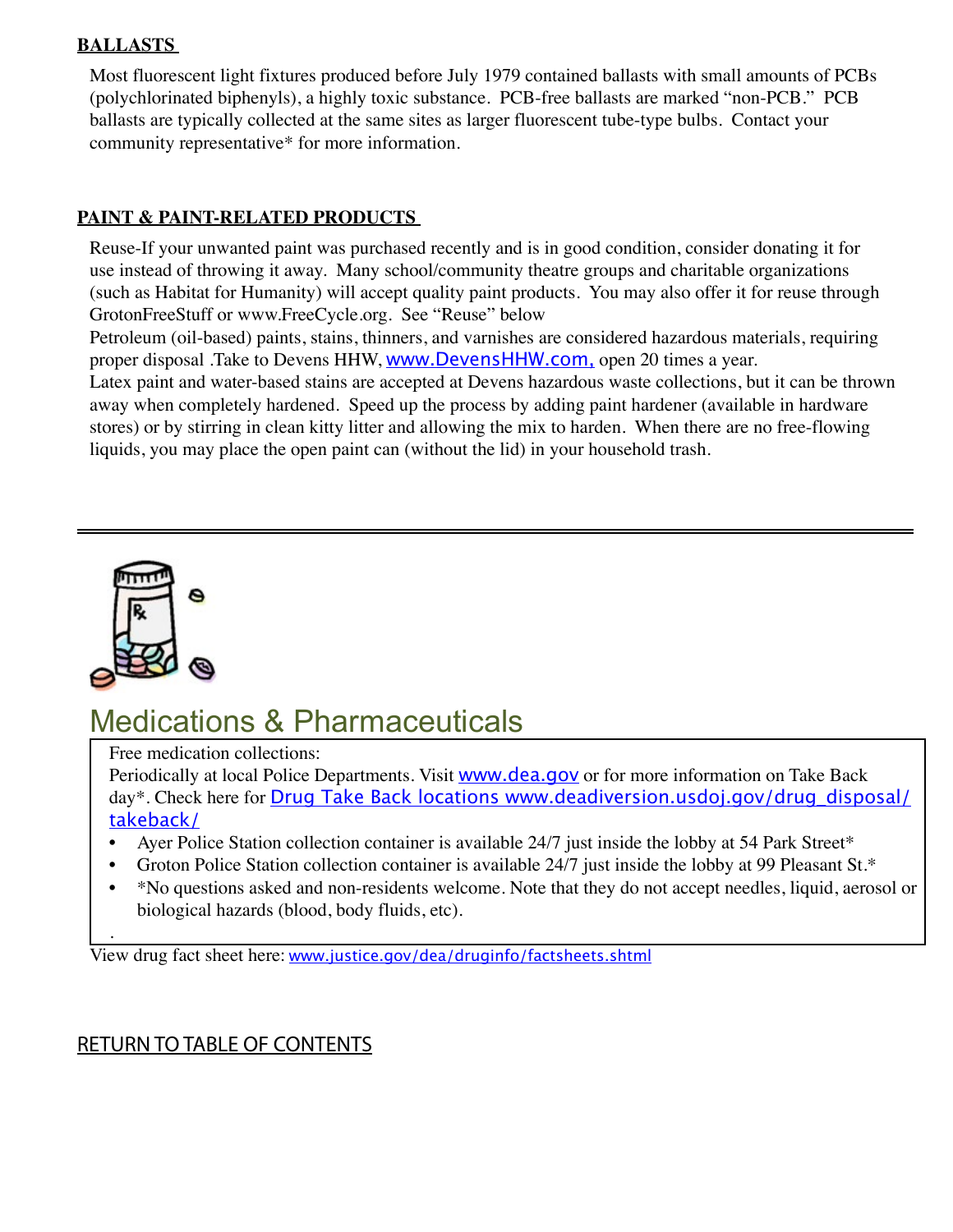**BALLASTS**

Most fluorescent light fixtures produced before July 1979 contained ballasts with small amounts of PCBs (polychlorinated biphenyls), a highly toxic substance. PCB-free ballasts are marked "non-PCB." PCB ballasts are typically collected at the same sites as larger fluorescent tube-type bulbs. Contact your community representative* for more information.

**PAINT & PAINT-RELATED PRODUCTS**

Reuse-If your unwanted paint was purchased recently and is in good condition, consider donating it for use instead of throwing it away. Many school/community theatre groups and charitable organizations (such as Habitat for Humanity) will accept quality paint products. You may also offer it for reuse through GrotonFreeStuff or www.FreeCycle.org. See "Reuse" below

Petroleum (oil-based) paints, stains, thinners, and varnishes are considered hazardous materials, requiring proper disposal .Take to Devens HHW, www.DevensHHW.com, open 20 times a year.

Latex paint and water-based stains are accepted at Devens hazardous waste collections, but it can be thrown away when completely hardened. Speed up the process by adding paint hardener (available in hardware stores) or by stirring in clean kitty litter and allowing the mix to harden. When there are no free-flowing liquids, you may place the open paint can (without the lid) in your household trash.

---

## Medications & Pharmaceuticals

Free medication collections:

Periodically at local Police Departments. Visit www.dea.gov or for more information on Take Back day*. Check here for Drug Take Back locations www.deadiversion.usdoj.gov/drug_disposal/takeback/

- Ayer Police Station collection container is available 24/7 just inside the lobby at 54 Park Street*
- Groton Police Station collection container is available 24/7 just inside the lobby at 99 Pleasant St.*
- *No questions asked and non-residents welcome. Note that they do not accept needles, liquid, aerosol or biological hazards (blood, body fluids, etc).

.

View drug fact sheet here: www.justice.gov/dea/druginfo/factsheets.shtml

RETURN TO TABLE OF CONTENTS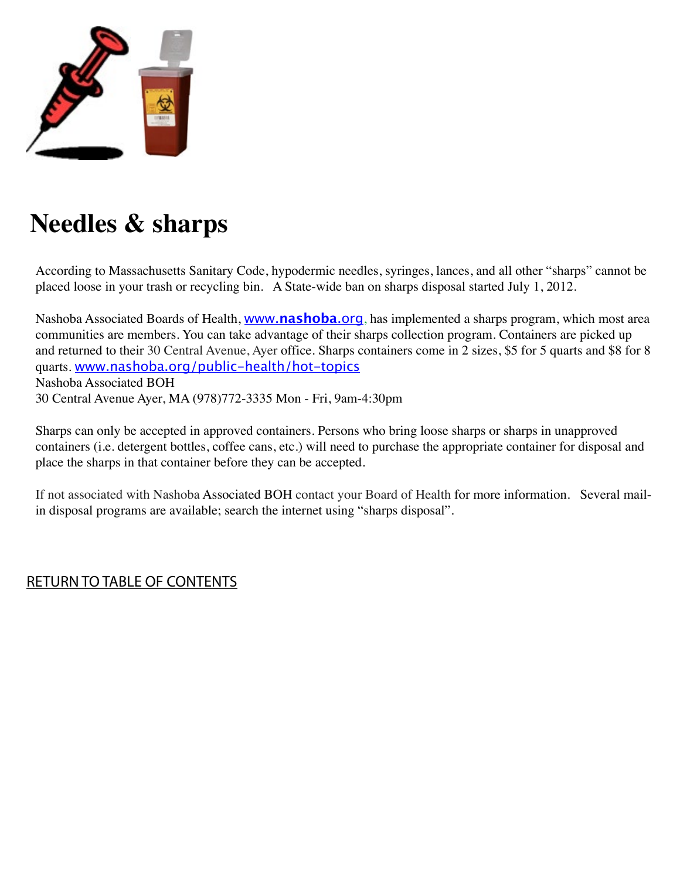# Needles & sharps

According to Massachusetts Sanitary Code, hypodermic needles, syringes, lances, and all other "sharps" cannot be placed loose in your trash or recycling bin. A State-wide ban on sharps disposal started July 1, 2012.

Nashoba Associated Boards of Health, www.**nashoba**.org, has implemented a sharps program, which most area communities are members. You can take advantage of their sharps collection program. Containers are picked up and returned to their 30 Central Avenue, Ayer office. Sharps containers come in 2 sizes, $5 for 5 quarts and $8 for 8 quarts. www.nashoba.org/public-health/hot-topics
Nashoba Associated BOH
30 Central Avenue Ayer, MA (978)772-3335 Mon - Fri, 9am-4:30pm

Sharps can only be accepted in approved containers. Persons who bring loose sharps or sharps in unapproved containers (i.e. detergent bottles, coffee cans, etc.) will need to purchase the appropriate container for disposal and place the sharps in that container before they can be accepted.

If not associated with Nashoba Associated BOH contact your Board of Health for more information. Several mail-in disposal programs are available; search the internet using "sharps disposal".

RETURN TO TABLE OF CONTENTS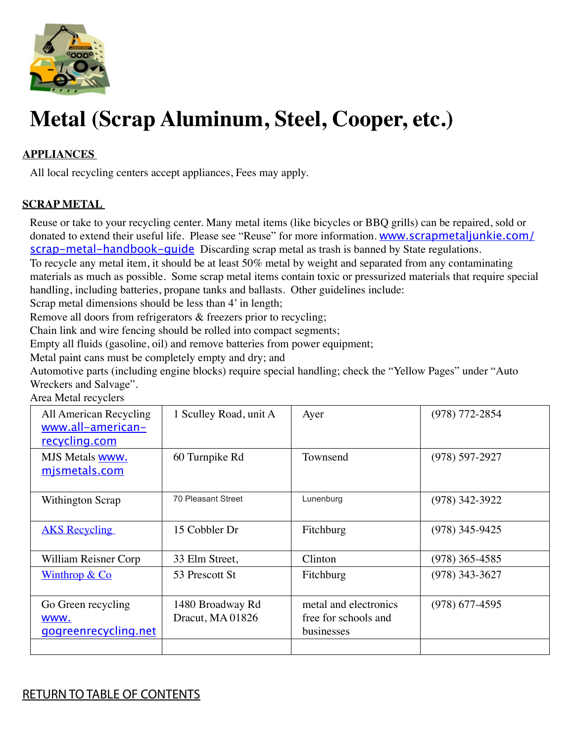# Metal (Scrap Aluminum, Steel, Cooper, etc.)

## APPLIANCES

All local recycling centers accept appliances, Fees may apply.

## SCRAP METAL

Reuse or take to your recycling center. Many metal items (like bicycles or BBQ grills) can be repaired, sold or donated to extend their useful life. Please see "Reuse" for more information. www.scrapmetaljunkie.com/scrap-metal-handbook-guide Discarding scrap metal as trash is banned by State regulations.

To recycle any metal item, it should be at least 50% metal by weight and separated from any contaminating materials as much as possible. Some scrap metal items contain toxic or pressurized materials that require special handling, including batteries, propane tanks and ballasts. Other guidelines include:

Scrap metal dimensions should be less than 4' in length;

Remove all doors from refrigerators & freezers prior to recycling;

Chain link and wire fencing should be rolled into compact segments;

Empty all fluids (gasoline, oil) and remove batteries from power equipment;

Metal paint cans must be completely empty and dry; and

Automotive parts (including engine blocks) require special handling; check the "Yellow Pages" under "Auto Wreckers and Salvage".

Area Metal recyclers

| | | | |
|---|---|---|---|
| All American Recycling www.all-american-recycling.com | 1 Sculley Road, unit A | Ayer | (978) 772-2854 |
| MJS Metals www.mjsmetals.com | 60 Turnpike Rd | Townsend | (978) 597-2927 |
| Withington Scrap | 70 Pleasant Street | Lunenburg | (978) 342-3922 |
| AKS Recycling | 15 Cobbler Dr | Fitchburg | (978) 345-9425 |
| William Reisner Corp | 33 Elm Street, | Clinton | (978) 365-4585 |
| Winthrop & Co | 53 Prescott St | Fitchburg | (978) 343-3627 |
| Go Green recycling www.gogreenrecycling.net | 1480 Broadway Rd Dracut, MA 01826 | metal and electronics free for schools and businesses | (978) 677-4595 |
| | | | |

RETURN TO TABLE OF CONTENTS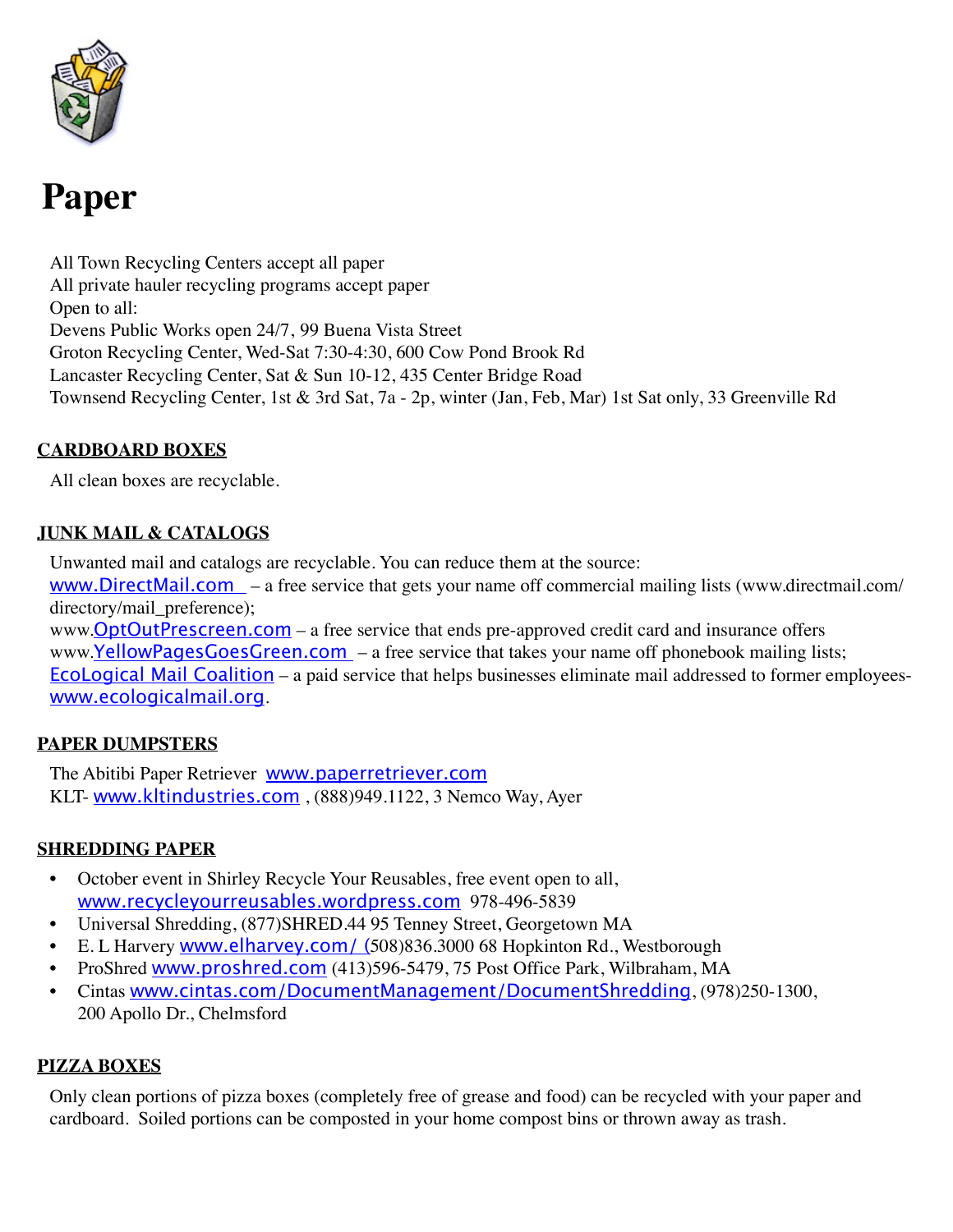# Paper

All Town Recycling Centers accept all paper
All private hauler recycling programs accept paper
Open to all:
Devens Public Works open 24/7, 99 Buena Vista Street
Groton Recycling Center, Wed-Sat 7:30-4:30, 600 Cow Pond Brook Rd
Lancaster Recycling Center, Sat & Sun 10-12, 435 Center Bridge Road
Townsend Recycling Center, 1st & 3rd Sat, 7a - 2p, winter (Jan, Feb, Mar) 1st Sat only, 33 Greenville Rd

## CARDBOARD BOXES

All clean boxes are recyclable.

## JUNK MAIL & CATALOGS

Unwanted mail and catalogs are recyclable. You can reduce them at the source:
www.DirectMail.com – a free service that gets your name off commercial mailing lists (www.directmail.com/directory/mail_preference);
www.OptOutPrescreen.com – a free service that ends pre-approved credit card and insurance offers
www.YellowPagesGoesGreen.com – a free service that takes your name off phonebook mailing lists;
EcoLogical Mail Coalition – a paid service that helps businesses eliminate mail addressed to former employees- www.ecologicalmail.org.

## PAPER DUMPSTERS

The Abitibi Paper Retriever www.paperretriever.com
KLT- www.kltindustries.com , (888)949.1122, 3 Nemco Way, Ayer

## SHREDDING PAPER

- October event in Shirley Recycle Your Reusables, free event open to all, www.recycleyourreusables.wordpress.com 978-496-5839
- Universal Shredding, (877)SHRED.44 95 Tenney Street, Georgetown MA
- E. L Harvery www.elharvey.com/ (508)836.3000 68 Hopkinton Rd., Westborough
- ProShred www.proshred.com (413)596-5479, 75 Post Office Park, Wilbraham, MA
- Cintas www.cintas.com/DocumentManagement/DocumentShredding, (978)250-1300, 200 Apollo Dr., Chelmsford

## PIZZA BOXES

Only clean portions of pizza boxes (completely free of grease and food) can be recycled with your paper and cardboard. Soiled portions can be composted in your home compost bins or thrown away as trash.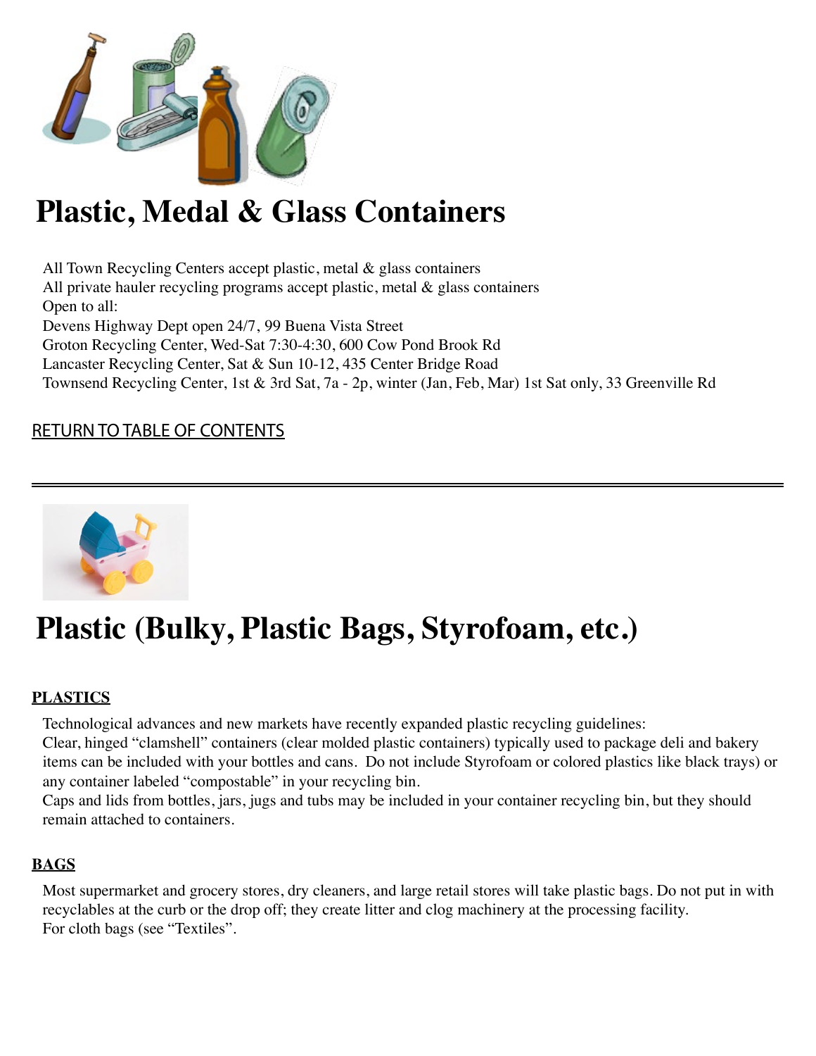# Plastic, Medal & Glass Containers

All Town Recycling Centers accept plastic, metal & glass containers
All private hauler recycling programs accept plastic, metal & glass containers
Open to all:
Devens Highway Dept open 24/7, 99 Buena Vista Street
Groton Recycling Center, Wed-Sat 7:30-4:30, 600 Cow Pond Brook Rd
Lancaster Recycling Center, Sat & Sun 10-12, 435 Center Bridge Road
Townsend Recycling Center, 1st & 3rd Sat, 7a - 2p, winter (Jan, Feb, Mar) 1st Sat only, 33 Greenville Rd

RETURN TO TABLE OF CONTENTS

---

# Plastic (Bulky, Plastic Bags, Styrofoam, etc.)

**PLASTICS**

Technological advances and new markets have recently expanded plastic recycling guidelines:
Clear, hinged "clamshell" containers (clear molded plastic containers) typically used to package deli and bakery items can be included with your bottles and cans. Do not include Styrofoam or colored plastics like black trays) or any container labeled "compostable" in your recycling bin.
Caps and lids from bottles, jars, jugs and tubs may be included in your container recycling bin, but they should remain attached to containers.

**BAGS**

Most supermarket and grocery stores, dry cleaners, and large retail stores will take plastic bags. Do not put in with recyclables at the curb or the drop off; they create litter and clog machinery at the processing facility.
For cloth bags (see "Textiles".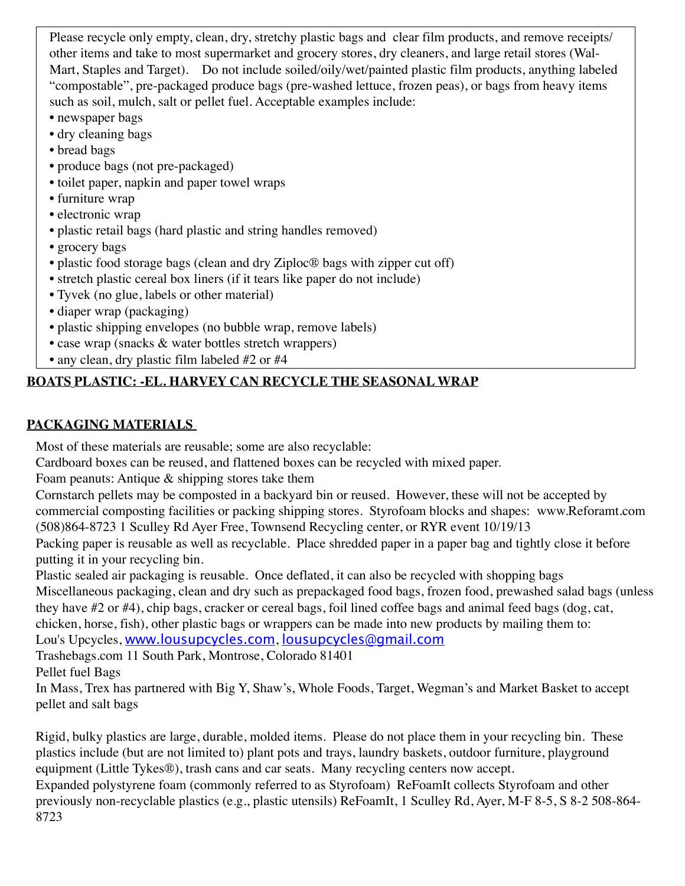Please recycle only empty, clean, dry, stretchy plastic bags and clear film products, and remove receipts/ other items and take to most supermarket and grocery stores, dry cleaners, and large retail stores (Wal-Mart, Staples and Target). Do not include soiled/oily/wet/painted plastic film products, anything labeled "compostable", pre-packaged produce bags (pre-washed lettuce, frozen peas), or bags from heavy items such as soil, mulch, salt or pellet fuel. Acceptable examples include:

- newspaper bags
- dry cleaning bags
- bread bags
- produce bags (not pre-packaged)
- toilet paper, napkin and paper towel wraps
- furniture wrap
- electronic wrap
- plastic retail bags (hard plastic and string handles removed)
- grocery bags
- plastic food storage bags (clean and dry Ziploc® bags with zipper cut off)
- stretch plastic cereal box liners (if it tears like paper do not include)
- Tyvek (no glue, labels or other material)
- diaper wrap (packaging)
- plastic shipping envelopes (no bubble wrap, remove labels)
- case wrap (snacks & water bottles stretch wrappers)
- any clean, dry plastic film labeled #2 or #4

**BOATS PLASTIC: -EL. HARVEY CAN RECYCLE THE SEASONAL WRAP**

**PACKAGING MATERIALS**

Most of these materials are reusable; some are also recyclable:

Cardboard boxes can be reused, and flattened boxes can be recycled with mixed paper.

Foam peanuts: Antique & shipping stores take them

Cornstarch pellets may be composted in a backyard bin or reused. However, these will not be accepted by commercial composting facilities or packing shipping stores. Styrofoam blocks and shapes: www.Reforamt.com (508)864-8723 1 Sculley Rd Ayer Free, Townsend Recycling center, or RYR event 10/19/13

Packing paper is reusable as well as recyclable. Place shredded paper in a paper bag and tightly close it before putting it in your recycling bin.

Plastic sealed air packaging is reusable. Once deflated, it can also be recycled with shopping bags

Miscellaneous packaging, clean and dry such as prepackaged food bags, frozen food, prewashed salad bags (unless they have #2 or #4), chip bags, cracker or cereal bags, foil lined coffee bags and animal feed bags (dog, cat, chicken, horse, fish), other plastic bags or wrappers can be made into new products by mailing them to:

Lou's Upcycles, www.lousupcycles.com, lousupcycles@gmail.com

Trashebags.com 11 South Park, Montrose, Colorado 81401

Pellet fuel Bags

In Mass, Trex has partnered with Big Y, Shaw's, Whole Foods, Target, Wegman's and Market Basket to accept pellet and salt bags

Rigid, bulky plastics are large, durable, molded items. Please do not place them in your recycling bin. These plastics include (but are not limited to) plant pots and trays, laundry baskets, outdoor furniture, playground equipment (Little Tykes®), trash cans and car seats. Many recycling centers now accept.

Expanded polystyrene foam (commonly referred to as Styrofoam) ReFoamIt collects Styrofoam and other previously non-recyclable plastics (e.g., plastic utensils) ReFoamIt, 1 Sculley Rd, Ayer, M-F 8-5, S 8-2 508-864-8723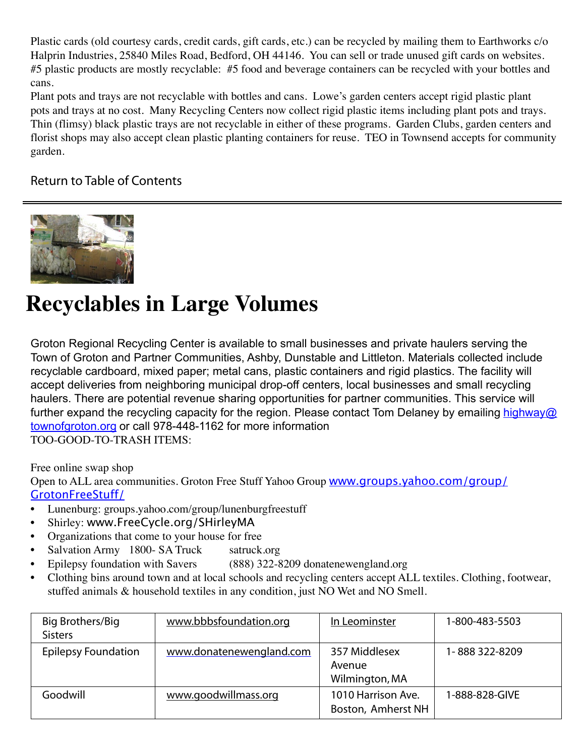Plastic cards (old courtesy cards, credit cards, gift cards, etc.) can be recycled by mailing them to Earthworks c/o Halprin Industries, 25840 Miles Road, Bedford, OH 44146. You can sell or trade unused gift cards on websites. #5 plastic products are mostly recyclable: #5 food and beverage containers can be recycled with your bottles and cans.

Plant pots and trays are not recyclable with bottles and cans. Lowe's garden centers accept rigid plastic plant pots and trays at no cost. Many Recycling Centers now collect rigid plastic items including plant pots and trays. Thin (flimsy) black plastic trays are not recyclable in either of these programs. Garden Clubs, garden centers and florist shops may also accept clean plastic planting containers for reuse. TEO in Townsend accepts for community garden.

Return to Table of Contents

---

# Recyclables in Large Volumes

Groton Regional Recycling Center is available to small businesses and private haulers serving the Town of Groton and Partner Communities, Ashby, Dunstable and Littleton. Materials collected include recyclable cardboard, mixed paper; metal cans, plastic containers and rigid plastics. The facility will accept deliveries from neighboring municipal drop-off centers, local businesses and small recycling haulers. There are potential revenue sharing opportunities for partner communities. This service will further expand the recycling capacity for the region. Please contact Tom Delaney by emailing highway@townofgroton.org or call 978-448-1162 for more information

TOO-GOOD-TO-TRASH ITEMS:

Free online swap shop

Open to ALL area communities. Groton Free Stuff Yahoo Group www.groups.yahoo.com/group/GrotonFreeStuff/

- Lunenburg: groups.yahoo.com/group/lunenburgfreestuff
- Shirley: www.FreeCycle.org/SHirleyMA
- Organizations that come to your house for free
- Salvation Army 1800- SA Truck satruck.org
- Epilepsy foundation with Savers (888) 322-8209 donatenewengland.org
- Clothing bins around town and at local schools and recycling centers accept ALL textiles. Clothing, footwear, stuffed animals & household textiles in any condition, just NO Wet and NO Smell.

| | | | |
|---|---|---|---|
| Big Brothers/Big Sisters | www.bbbsfoundation.org | In Leominster | 1-800-483-5503 |
| Epilepsy Foundation | www.donatenewengland.com | 357 Middlesex Avenue Wilmington, MA | 1- 888 322-8209 |
| Goodwill | www.goodwillmass.org | 1010 Harrison Ave. Boston, Amherst NH | 1-888-828-GIVE |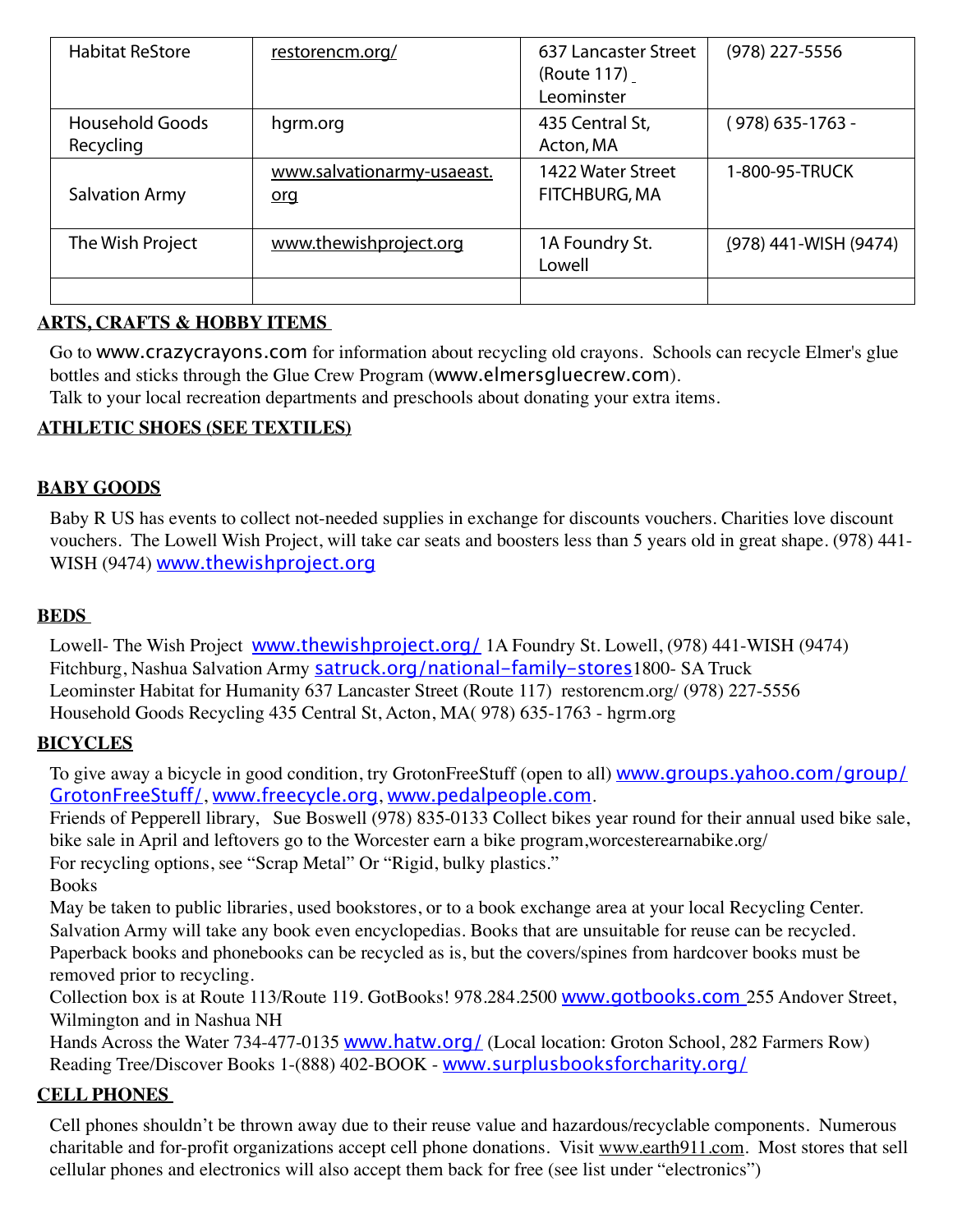| Habitat ReStore | restorencm.org/ | 637 Lancaster Street (Route 117) Leominster | (978) 227-5556 |
|---|---|---|---|
| Household Goods Recycling | hgrm.org | 435 Central St, Acton, MA | ( 978) 635-1763 - |
| Salvation Army | www.salvationarmy-usaeast.org | 1422 Water Street FITCHBURG, MA | 1-800-95-TRUCK |
| The Wish Project | www.thewishproject.org | 1A Foundry St. Lowell | (978) 441-WISH (9474) |
| | | | |

## ARTS, CRAFTS & HOBBY ITEMS

Go to www.crazycrayons.com for information about recycling old crayons. Schools can recycle Elmer's glue bottles and sticks through the Glue Crew Program (www.elmersgluecrew.com).
Talk to your local recreation departments and preschools about donating your extra items.

## ATHLETIC SHOES (SEE TEXTILES)

## BABY GOODS

Baby R US has events to collect not-needed supplies in exchange for discounts vouchers. Charities love discount vouchers. The Lowell Wish Project, will take car seats and boosters less than 5 years old in great shape. (978) 441-WISH (9474) www.thewishproject.org

## BEDS

Lowell- The Wish Project www.thewishproject.org/ 1A Foundry St. Lowell, (978) 441-WISH (9474)
Fitchburg, Nashua Salvation Army satruck.org/national-family-stores1800- SA Truck
Leominster Habitat for Humanity 637 Lancaster Street (Route 117) restorencm.org/ (978) 227-5556
Household Goods Recycling 435 Central St, Acton, MA( 978) 635-1763 - hgrm.org

## BICYCLES

To give away a bicycle in good condition, try GrotonFreeStuff (open to all) www.groups.yahoo.com/group/GrotonFreeStuff/, www.freecycle.org, www.pedalpeople.com.
Friends of Pepperell library, Sue Boswell (978) 835-0133 Collect bikes year round for their annual used bike sale, bike sale in April and leftovers go to the Worcester earn a bike program,worcesterearnabike.org/
For recycling options, see "Scrap Metal" Or "Rigid, bulky plastics."
Books
May be taken to public libraries, used bookstores, or to a book exchange area at your local Recycling Center. Salvation Army will take any book even encyclopedias. Books that are unsuitable for reuse can be recycled. Paperback books and phonebooks can be recycled as is, but the covers/spines from hardcover books must be removed prior to recycling.
Collection box is at Route 113/Route 119. GotBooks! 978.284.2500 www.gotbooks.com 255 Andover Street, Wilmington and in Nashua NH
Hands Across the Water 734-477-0135 www.hatw.org/ (Local location: Groton School, 282 Farmers Row)
Reading Tree/Discover Books 1-(888) 402-BOOK - www.surplusbooksforcharity.org/

## CELL PHONES

Cell phones shouldn't be thrown away due to their reuse value and hazardous/recyclable components. Numerous charitable and for-profit organizations accept cell phone donations. Visit www.earth911.com. Most stores that sell cellular phones and electronics will also accept them back for free (see list under "electronics")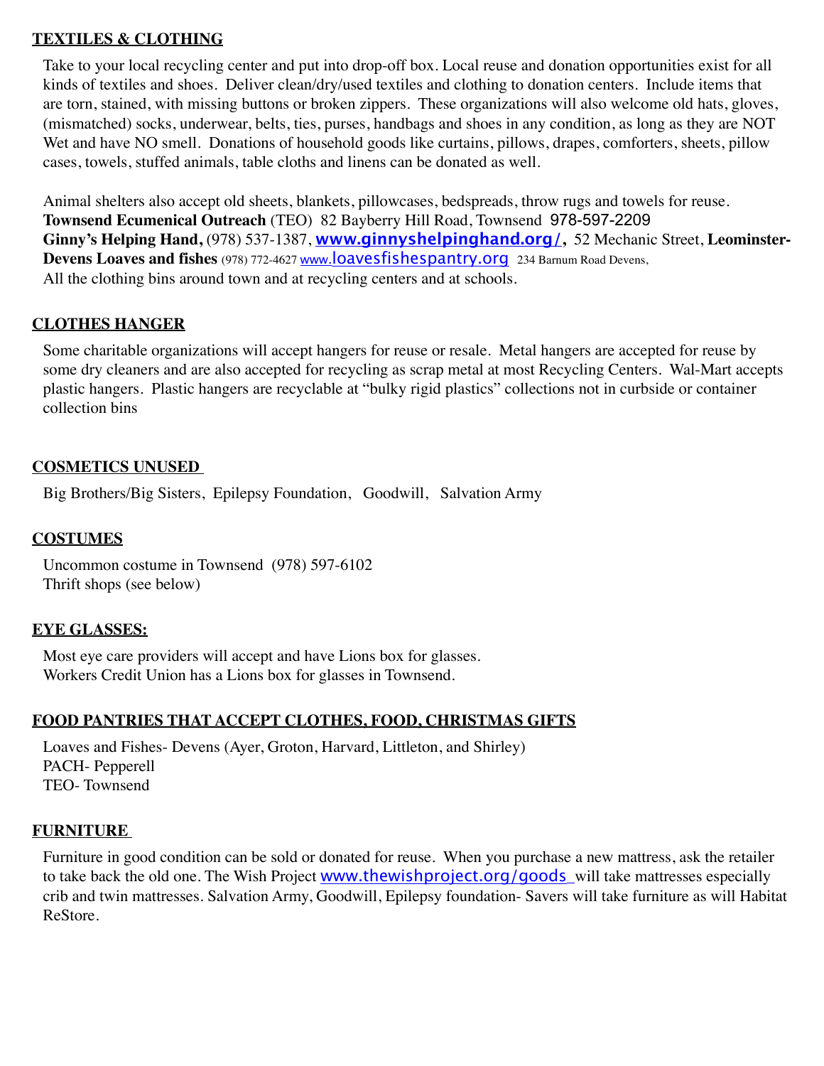## TEXTILES & CLOTHING

Take to your local recycling center and put into drop-off box. Local reuse and donation opportunities exist for all kinds of textiles and shoes. Deliver clean/dry/used textiles and clothing to donation centers. Include items that are torn, stained, with missing buttons or broken zippers. These organizations will also welcome old hats, gloves, (mismatched) socks, underwear, belts, ties, purses, handbags and shoes in any condition, as long as they are NOT Wet and have NO smell. Donations of household goods like curtains, pillows, drapes, comforters, sheets, pillow cases, towels, stuffed animals, table cloths and linens can be donated as well.

Animal shelters also accept old sheets, blankets, pillowcases, bedspreads, throw rugs and towels for reuse.
**Townsend Ecumenical Outreach** (TEO) 82 Bayberry Hill Road, Townsend 978-597-2209
**Ginny's Helping Hand,** (978) 537-1387, **www.ginnyshelpinghand.org/,** 52 Mechanic Street, **Leominster-Devens Loaves and fishes** (978) 772-4627 www.loavesfishespantry.org 234 Barnum Road Devens,
All the clothing bins around town and at recycling centers and at schools.

## CLOTHES HANGER

Some charitable organizations will accept hangers for reuse or resale. Metal hangers are accepted for reuse by some dry cleaners and are also accepted for recycling as scrap metal at most Recycling Centers. Wal-Mart accepts plastic hangers. Plastic hangers are recyclable at "bulky rigid plastics" collections not in curbside or container collection bins

## COSMETICS UNUSED

Big Brothers/Big Sisters, Epilepsy Foundation, Goodwill, Salvation Army

## COSTUMES

Uncommon costume in Townsend (978) 597-6102
Thrift shops (see below)

## EYE GLASSES:

Most eye care providers will accept and have Lions box for glasses.
Workers Credit Union has a Lions box for glasses in Townsend.

## FOOD PANTRIES THAT ACCEPT CLOTHES, FOOD, CHRISTMAS GIFTS

Loaves and Fishes- Devens (Ayer, Groton, Harvard, Littleton, and Shirley)
PACH- Pepperell
TEO- Townsend

## FURNITURE

Furniture in good condition can be sold or donated for reuse. When you purchase a new mattress, ask the retailer to take back the old one. The Wish Project www.thewishproject.org/goods will take mattresses especially crib and twin mattresses. Salvation Army, Goodwill, Epilepsy foundation- Savers will take furniture as will Habitat ReStore.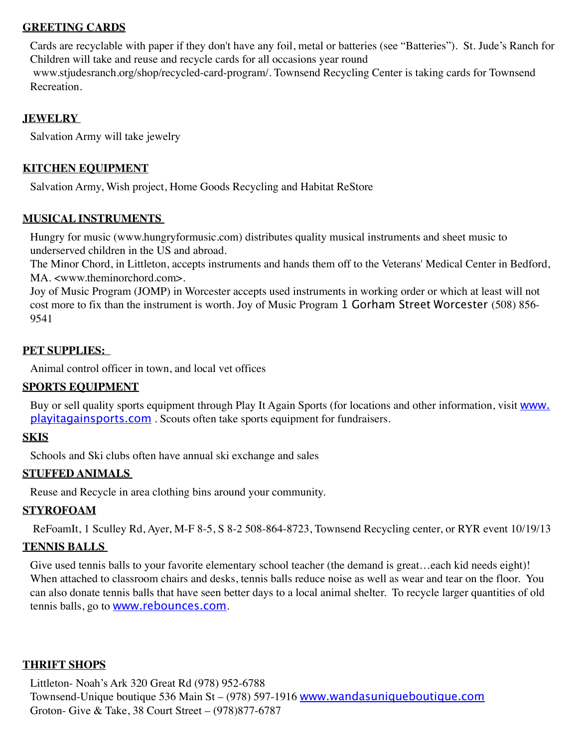**GREETING CARDS**

Cards are recyclable with paper if they don't have any foil, metal or batteries (see "Batteries"). St. Jude's Ranch for Children will take and reuse and recycle cards for all occasions year round www.stjudesranch.org/shop/recycled-card-program/. Townsend Recycling Center is taking cards for Townsend Recreation.

**JEWELRY**

Salvation Army will take jewelry

**KITCHEN EQUIPMENT**

Salvation Army, Wish project, Home Goods Recycling and Habitat ReStore

**MUSICAL INSTRUMENTS**

Hungry for music (www.hungryformusic.com) distributes quality musical instruments and sheet music to underserved children in the US and abroad.
The Minor Chord, in Littleton, accepts instruments and hands them off to the Veterans' Medical Center in Bedford, MA. <www.theminorchord.com>.
Joy of Music Program (JOMP) in Worcester accepts used instruments in working order or which at least will not cost more to fix than the instrument is worth. Joy of Music Program 1 Gorham Street Worcester (508) 856-9541

**PET SUPPLIES:**

Animal control officer in town, and local vet offices

**SPORTS EQUIPMENT**

Buy or sell quality sports equipment through Play It Again Sports (for locations and other information, visit www.playitagainsports.com . Scouts often take sports equipment for fundraisers.

**SKIS**

Schools and Ski clubs often have annual ski exchange and sales

**STUFFED ANIMALS**

Reuse and Recycle in area clothing bins around your community.

**STYROFOAM**

ReFoamIt, 1 Sculley Rd, Ayer, M-F 8-5, S 8-2 508-864-8723, Townsend Recycling center, or RYR event 10/19/13

**TENNIS BALLS**

Give used tennis balls to your favorite elementary school teacher (the demand is great…each kid needs eight)! When attached to classroom chairs and desks, tennis balls reduce noise as well as wear and tear on the floor. You can also donate tennis balls that have seen better days to a local animal shelter. To recycle larger quantities of old tennis balls, go to www.rebounces.com.

**THRIFT SHOPS**

Littleton- Noah's Ark 320 Great Rd (978) 952-6788
Townsend-Unique boutique 536 Main St – (978) 597-1916 www.wandasuniqueboutique.com
Groton- Give & Take, 38 Court Street – (978)877-6787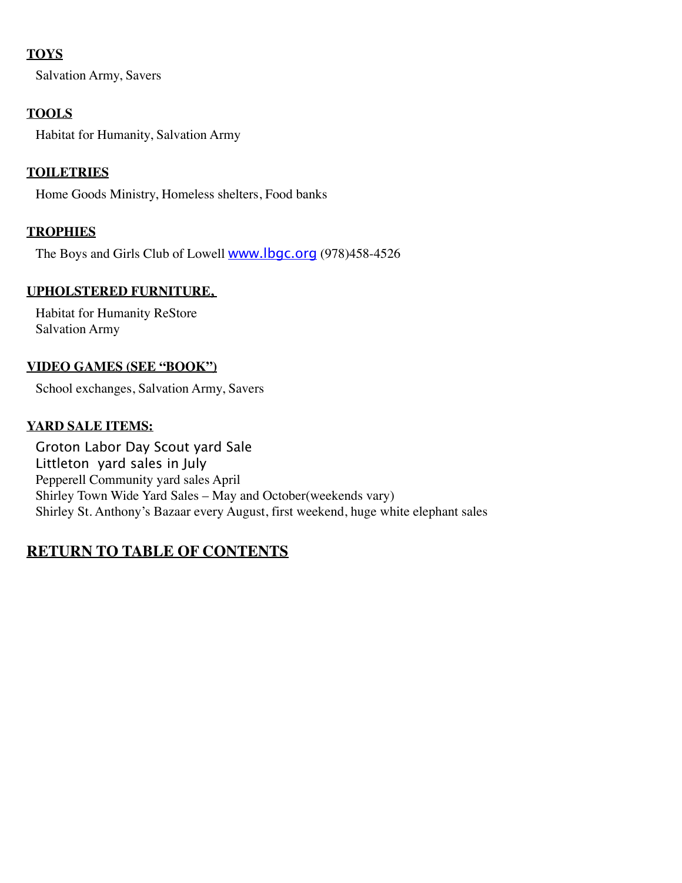**TOYS**

Salvation Army, Savers

**TOOLS**

Habitat for Humanity, Salvation Army

**TOILETRIES**

Home Goods Ministry, Homeless shelters, Food banks

**TROPHIES**

The Boys and Girls Club of Lowell www.lbgc.org (978)458-4526

**UPHOLSTERED FURNITURE,**

Habitat for Humanity ReStore
Salvation Army

**VIDEO GAMES (SEE "BOOK")**

School exchanges, Salvation Army, Savers

**YARD SALE ITEMS:**

Groton Labor Day Scout yard Sale
Littleton yard sales in July
Pepperell Community yard sales April
Shirley Town Wide Yard Sales – May and October(weekends vary)
Shirley St. Anthony's Bazaar every August, first weekend, huge white elephant sales

**RETURN TO TABLE OF CONTENTS**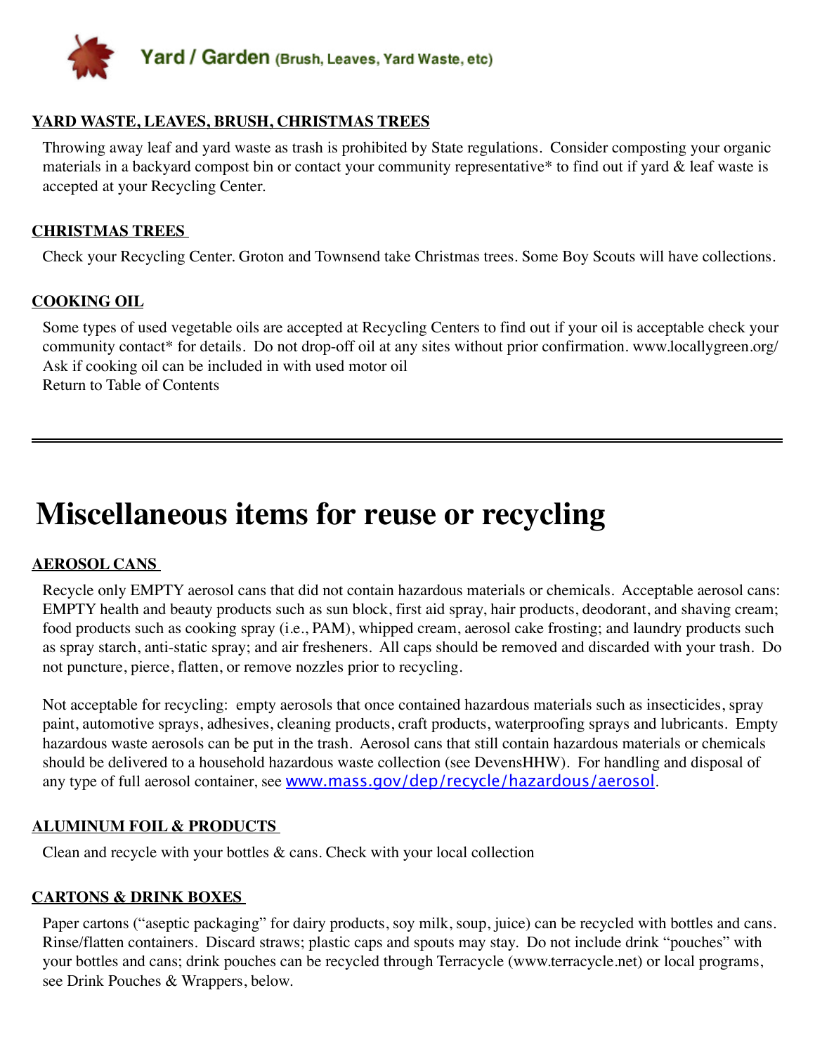## Yard / Garden (Brush, Leaves, Yard Waste, etc)

**YARD WASTE, LEAVES, BRUSH, CHRISTMAS TREES**

Throwing away leaf and yard waste as trash is prohibited by State regulations. Consider composting your organic materials in a backyard compost bin or contact your community representative* to find out if yard & leaf waste is accepted at your Recycling Center.

**CHRISTMAS TREES**

Check your Recycling Center. Groton and Townsend take Christmas trees. Some Boy Scouts will have collections.

**COOKING OIL**

Some types of used vegetable oils are accepted at Recycling Centers to find out if your oil is acceptable check your community contact* for details. Do not drop-off oil at any sites without prior confirmation. www.locallygreen.org/
Ask if cooking oil can be included in with used motor oil
Return to Table of Contents

---

# Miscellaneous items for reuse or recycling

**AEROSOL CANS**

Recycle only EMPTY aerosol cans that did not contain hazardous materials or chemicals. Acceptable aerosol cans: EMPTY health and beauty products such as sun block, first aid spray, hair products, deodorant, and shaving cream; food products such as cooking spray (i.e., PAM), whipped cream, aerosol cake frosting; and laundry products such as spray starch, anti-static spray; and air fresheners. All caps should be removed and discarded with your trash. Do not puncture, pierce, flatten, or remove nozzles prior to recycling.

Not acceptable for recycling: empty aerosols that once contained hazardous materials such as insecticides, spray paint, automotive sprays, adhesives, cleaning products, craft products, waterproofing sprays and lubricants. Empty hazardous waste aerosols can be put in the trash. Aerosol cans that still contain hazardous materials or chemicals should be delivered to a household hazardous waste collection (see DevensHHW). For handling and disposal of any type of full aerosol container, see www.mass.gov/dep/recycle/hazardous/aerosol.

**ALUMINUM FOIL & PRODUCTS**

Clean and recycle with your bottles & cans. Check with your local collection

**CARTONS & DRINK BOXES**

Paper cartons ("aseptic packaging" for dairy products, soy milk, soup, juice) can be recycled with bottles and cans. Rinse/flatten containers. Discard straws; plastic caps and spouts may stay. Do not include drink "pouches" with your bottles and cans; drink pouches can be recycled through Terracycle (www.terracycle.net) or local programs, see Drink Pouches & Wrappers, below.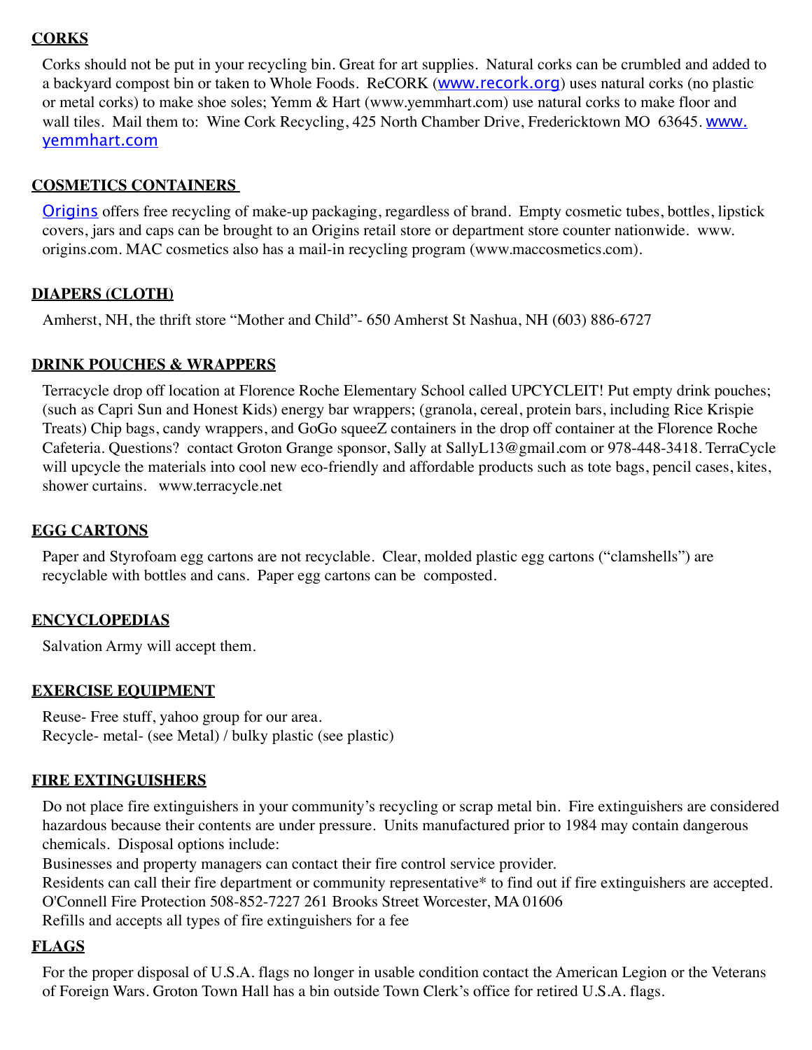## CORKS

Corks should not be put in your recycling bin. Great for art supplies. Natural corks can be crumbled and added to a backyard compost bin or taken to Whole Foods. ReCORK (www.recork.org) uses natural corks (no plastic or metal corks) to make shoe soles; Yemm & Hart (www.yemmhart.com) use natural corks to make floor and wall tiles. Mail them to: Wine Cork Recycling, 425 North Chamber Drive, Fredericktown MO 63645. www.yemmhart.com

## COSMETICS CONTAINERS

Origins offers free recycling of make-up packaging, regardless of brand. Empty cosmetic tubes, bottles, lipstick covers, jars and caps can be brought to an Origins retail store or department store counter nationwide. www.origins.com. MAC cosmetics also has a mail-in recycling program (www.maccosmetics.com).

## DIAPERS (CLOTH)

Amherst, NH, the thrift store "Mother and Child"- 650 Amherst St Nashua, NH (603) 886-6727

## DRINK POUCHES & WRAPPERS

Terracycle drop off location at Florence Roche Elementary School called UPCYCLEIT! Put empty drink pouches; (such as Capri Sun and Honest Kids) energy bar wrappers; (granola, cereal, protein bars, including Rice Krispie Treats) Chip bags, candy wrappers, and GoGo squeeZ containers in the drop off container at the Florence Roche Cafeteria. Questions? contact Groton Grange sponsor, Sally at SallyL13@gmail.com or 978-448-3418. TerraCycle will upcycle the materials into cool new eco-friendly and affordable products such as tote bags, pencil cases, kites, shower curtains. www.terracycle.net

## EGG CARTONS

Paper and Styrofoam egg cartons are not recyclable. Clear, molded plastic egg cartons ("clamshells") are recyclable with bottles and cans. Paper egg cartons can be composted.

## ENCYCLOPEDIAS

Salvation Army will accept them.

## EXERCISE EQUIPMENT

Reuse- Free stuff, yahoo group for our area.
Recycle- metal- (see Metal) / bulky plastic (see plastic)

## FIRE EXTINGUISHERS

Do not place fire extinguishers in your community's recycling or scrap metal bin. Fire extinguishers are considered hazardous because their contents are under pressure. Units manufactured prior to 1984 may contain dangerous chemicals. Disposal options include:

Businesses and property managers can contact their fire control service provider.

Residents can call their fire department or community representative* to find out if fire extinguishers are accepted.

O'Connell Fire Protection 508-852-7227 261 Brooks Street Worcester, MA 01606

Refills and accepts all types of fire extinguishers for a fee

## FLAGS

For the proper disposal of U.S.A. flags no longer in usable condition contact the American Legion or the Veterans of Foreign Wars. Groton Town Hall has a bin outside Town Clerk's office for retired U.S.A. flags.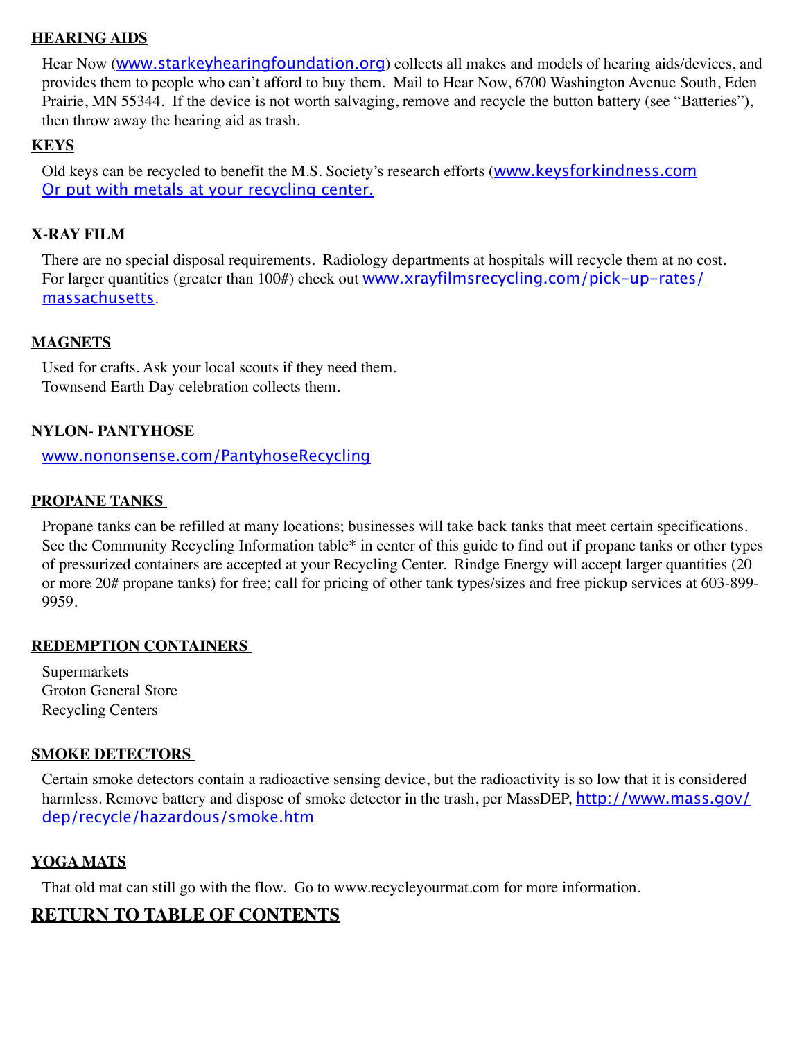## HEARING AIDS

Hear Now (www.starkeyhearingfoundation.org) collects all makes and models of hearing aids/devices, and provides them to people who can't afford to buy them. Mail to Hear Now, 6700 Washington Avenue South, Eden Prairie, MN 55344. If the device is not worth salvaging, remove and recycle the button battery (see "Batteries"), then throw away the hearing aid as trash.

## KEYS

Old keys can be recycled to benefit the M.S. Society's research efforts (www.keysforkindness.com Or put with metals at your recycling center.

## X-RAY FILM

There are no special disposal requirements. Radiology departments at hospitals will recycle them at no cost. For larger quantities (greater than 100#) check out www.xrayfilmsrecycling.com/pick-up-rates/massachusetts.

## MAGNETS

Used for crafts. Ask your local scouts if they need them.
Townsend Earth Day celebration collects them.

## NYLON- PANTYHOSE

www.nononsense.com/PantyhoseRecycling

## PROPANE TANKS

Propane tanks can be refilled at many locations; businesses will take back tanks that meet certain specifications. See the Community Recycling Information table* in center of this guide to find out if propane tanks or other types of pressurized containers are accepted at your Recycling Center. Rindge Energy will accept larger quantities (20 or more 20# propane tanks) for free; call for pricing of other tank types/sizes and free pickup services at 603-899-9959.

## REDEMPTION CONTAINERS

Supermarkets
Groton General Store
Recycling Centers

## SMOKE DETECTORS

Certain smoke detectors contain a radioactive sensing device, but the radioactivity is so low that it is considered harmless. Remove battery and dispose of smoke detector in the trash, per MassDEP, http://www.mass.gov/dep/recycle/hazardous/smoke.htm

## YOGA MATS

That old mat can still go with the flow. Go to www.recycleyourmat.com for more information.

## RETURN TO TABLE OF CONTENTS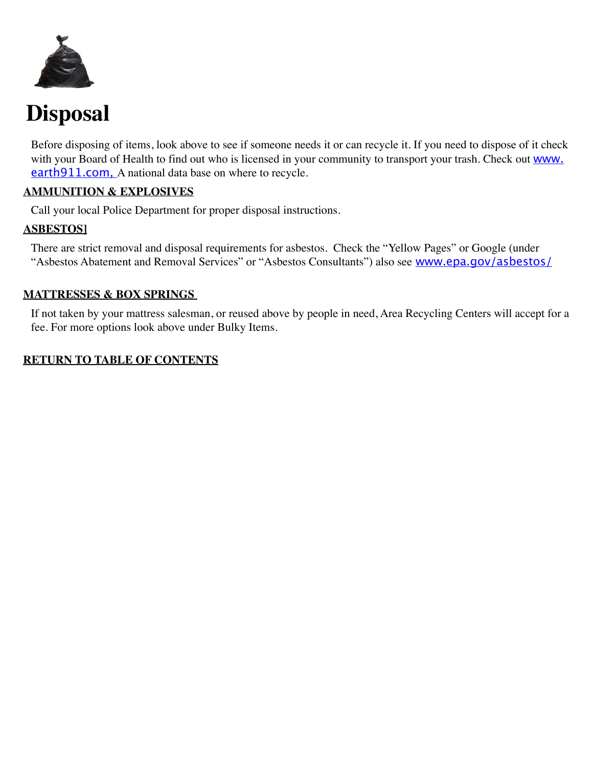# Disposal

Before disposing of items, look above to see if someone needs it or can recycle it. If you need to dispose of it check with your Board of Health to find out who is licensed in your community to transport your trash. Check out www.earth911.com, A national data base on where to recycle.

**AMMUNITION & EXPLOSIVES**

Call your local Police Department for proper disposal instructions.

**ASBESTOS]**

There are strict removal and disposal requirements for asbestos. Check the "Yellow Pages" or Google (under "Asbestos Abatement and Removal Services" or "Asbestos Consultants") also see www.epa.gov/asbestos/

**MATTRESSES & BOX SPRINGS**

If not taken by your mattress salesman, or reused above by people in need, Area Recycling Centers will accept for a fee. For more options look above under Bulky Items.

**RETURN TO TABLE OF CONTENTS**